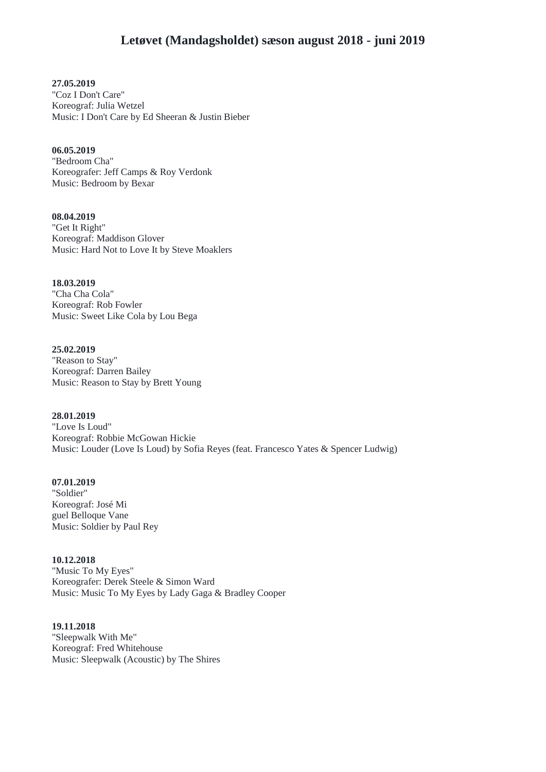# Letøvet (Mandagsholdet) sæson august 2018 - juni 2019

**27.05.2019**
"Coz I Don't Care"
Koreograf: Julia Wetzel
Music: I Don't Care by Ed Sheeran & Justin Bieber

**06.05.2019**
"Bedroom Cha"
Koreografer: Jeff Camps & Roy Verdonk
Music: Bedroom by Bexar

**08.04.2019**
"Get It Right"
Koreograf: Maddison Glover
Music: Hard Not to Love It by Steve Moaklers

**18.03.2019**
"Cha Cha Cola"
Koreograf: Rob Fowler
Music: Sweet Like Cola by Lou Bega

**25.02.2019**
"Reason to Stay"
Koreograf: Darren Bailey
Music: Reason to Stay by Brett Young

**28.01.2019**
"Love Is Loud"
Koreograf: Robbie McGowan Hickie
Music: Louder (Love Is Loud) by Sofia Reyes (feat. Francesco Yates & Spencer Ludwig)

**07.01.2019**
"Soldier"
Koreograf: José Mi
guel Belloque Vane
Music: Soldier by Paul Rey

**10.12.2018**
"Music To My Eyes"
Koreografer: Derek Steele & Simon Ward
Music: Music To My Eyes by Lady Gaga & Bradley Cooper

**19.11.2018**
"Sleepwalk With Me"
Koreograf: Fred Whitehouse
Music: Sleepwalk (Acoustic) by The Shires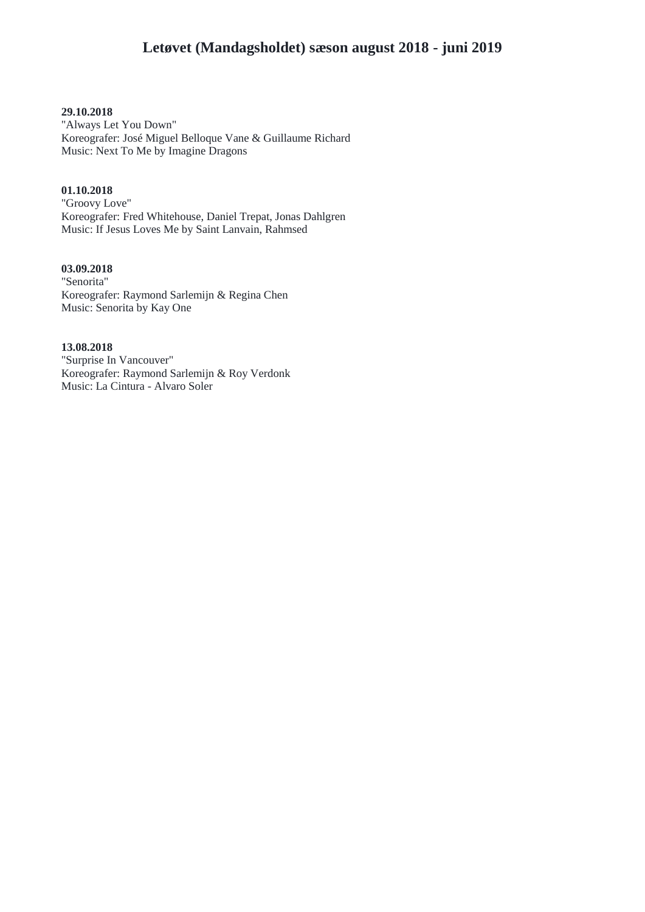# Letøvet (Mandagsholdet) sæson august 2018 - juni 2019

**29.10.2018**
"Always Let You Down"
Koreografer: José Miguel Belloque Vane & Guillaume Richard
Music: Next To Me by Imagine Dragons

**01.10.2018**
"Groovy Love"
Koreografer: Fred Whitehouse, Daniel Trepat, Jonas Dahlgren
Music: If Jesus Loves Me by Saint Lanvain, Rahmsed

**03.09.2018**
"Senorita"
Koreografer: Raymond Sarlemijn & Regina Chen
Music: Senorita by Kay One

**13.08.2018**
"Surprise In Vancouver"
Koreografer: Raymond Sarlemijn & Roy Verdonk
Music: La Cintura - Alvaro Soler